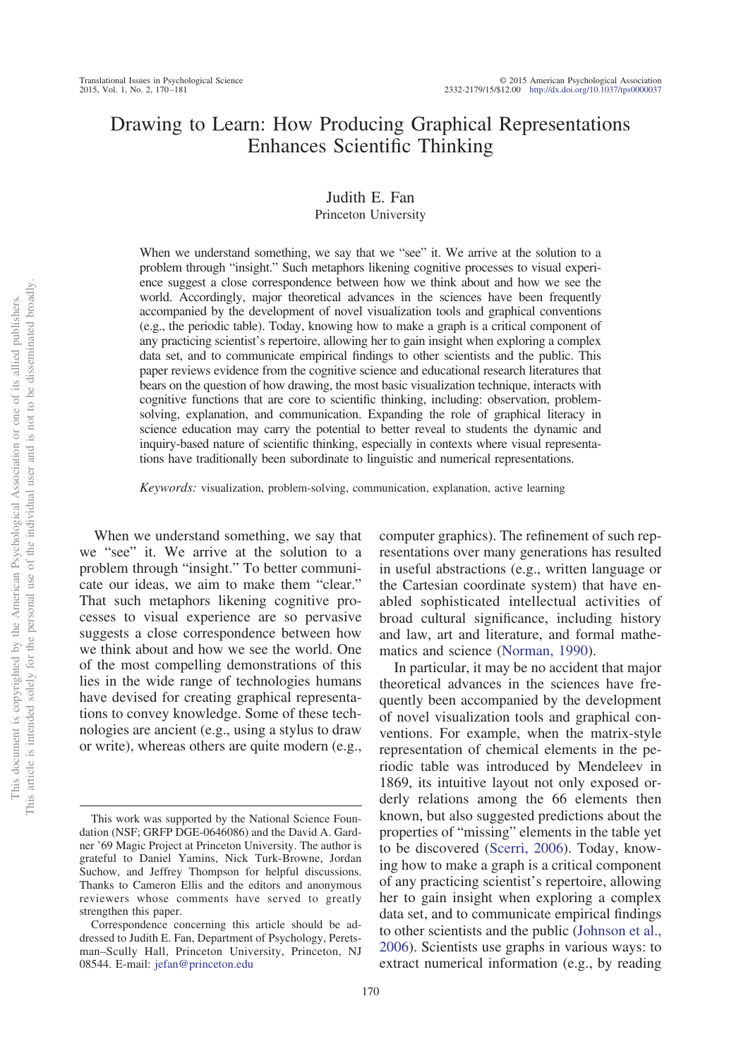# Drawing to Learn: How Producing Graphical Representations Enhances Scientific Thinking

Judith E. Fan
Princeton University

When we understand something, we say that we "see" it. We arrive at the solution to a problem through "insight." Such metaphors likening cognitive processes to visual experience suggest a close correspondence between how we think about and how we see the world. Accordingly, major theoretical advances in the sciences have been frequently accompanied by the development of novel visualization tools and graphical conventions (e.g., the periodic table). Today, knowing how to make a graph is a critical component of any practicing scientist's repertoire, allowing her to gain insight when exploring a complex data set, and to communicate empirical findings to other scientists and the public. This paper reviews evidence from the cognitive science and educational research literatures that bears on the question of how drawing, the most basic visualization technique, interacts with cognitive functions that are core to scientific thinking, including: observation, problem-solving, explanation, and communication. Expanding the role of graphical literacy in science education may carry the potential to better reveal to students the dynamic and inquiry-based nature of scientific thinking, especially in contexts where visual representations have traditionally been subordinate to linguistic and numerical representations.

*Keywords:* visualization, problem-solving, communication, explanation, active learning

When we understand something, we say that we "see" it. We arrive at the solution to a problem through "insight." To better communicate our ideas, we aim to make them "clear." That such metaphors likening cognitive processes to visual experience are so pervasive suggests a close correspondence between how we think about and how we see the world. One of the most compelling demonstrations of this lies in the wide range of technologies humans have devised for creating graphical representations to convey knowledge. Some of these technologies are ancient (e.g., using a stylus to draw or write), whereas others are quite modern (e.g., computer graphics). The refinement of such representations over many generations has resulted in useful abstractions (e.g., written language or the Cartesian coordinate system) that have enabled sophisticated intellectual activities of broad cultural significance, including history and law, art and literature, and formal mathematics and science (Norman, 1990).

In particular, it may be no accident that major theoretical advances in the sciences have frequently been accompanied by the development of novel visualization tools and graphical conventions. For example, when the matrix-style representation of chemical elements in the periodic table was introduced by Mendeleev in 1869, its intuitive layout not only exposed orderly relations among the 66 elements then known, but also suggested predictions about the properties of "missing" elements in the table yet to be discovered (Scerri, 2006). Today, knowing how to make a graph is a critical component of any practicing scientist's repertoire, allowing her to gain insight when exploring a complex data set, and to communicate empirical findings to other scientists and the public (Johnson et al., 2006). Scientists use graphs in various ways: to extract numerical information (e.g., by reading

This work was supported by the National Science Foundation (NSF; GRFP DGE-0646086) and the David A. Gardner '69 Magic Project at Princeton University. The author is grateful to Daniel Yamins, Nick Turk-Browne, Jordan Suchow, and Jeffrey Thompson for helpful discussions. Thanks to Cameron Ellis and the editors and anonymous reviewers whose comments have served to greatly strengthen this paper.

Correspondence concerning this article should be addressed to Judith E. Fan, Department of Psychology, Peretsman–Scully Hall, Princeton University, Princeton, NJ 08544. E-mail: jefan@princeton.edu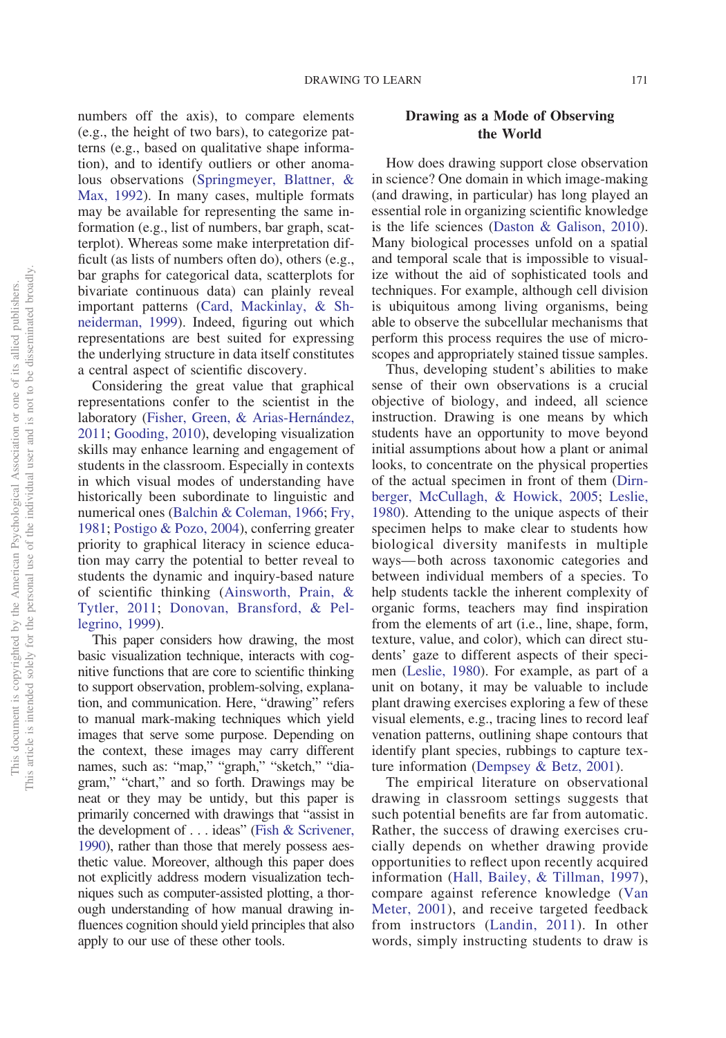numbers off the axis), to compare elements (e.g., the height of two bars), to categorize patterns (e.g., based on qualitative shape information), and to identify outliers or other anomalous observations (Springmeyer, Blattner, & Max, 1992). In many cases, multiple formats may be available for representing the same information (e.g., list of numbers, bar graph, scatterplot). Whereas some make interpretation difficult (as lists of numbers often do), others (e.g., bar graphs for categorical data, scatterplots for bivariate continuous data) can plainly reveal important patterns (Card, Mackinlay, & Shneiderman, 1999). Indeed, figuring out which representations are best suited for expressing the underlying structure in data itself constitutes a central aspect of scientific discovery.

Considering the great value that graphical representations confer to the scientist in the laboratory (Fisher, Green, & Arias-Hernández, 2011; Gooding, 2010), developing visualization skills may enhance learning and engagement of students in the classroom. Especially in contexts in which visual modes of understanding have historically been subordinate to linguistic and numerical ones (Balchin & Coleman, 1966; Fry, 1981; Postigo & Pozo, 2004), conferring greater priority to graphical literacy in science education may carry the potential to better reveal to students the dynamic and inquiry-based nature of scientific thinking (Ainsworth, Prain, & Tytler, 2011; Donovan, Bransford, & Pellegrino, 1999).

This paper considers how drawing, the most basic visualization technique, interacts with cognitive functions that are core to scientific thinking to support observation, problem-solving, explanation, and communication. Here, "drawing" refers to manual mark-making techniques which yield images that serve some purpose. Depending on the context, these images may carry different names, such as: "map," "graph," "sketch," "diagram," "chart," and so forth. Drawings may be neat or they may be untidy, but this paper is primarily concerned with drawings that "assist in the development of . . . ideas" (Fish & Scrivener, 1990), rather than those that merely possess aesthetic value. Moreover, although this paper does not explicitly address modern visualization techniques such as computer-assisted plotting, a thorough understanding of how manual drawing influences cognition should yield principles that also apply to our use of these other tools.

## Drawing as a Mode of Observing the World

How does drawing support close observation in science? One domain in which image-making (and drawing, in particular) has long played an essential role in organizing scientific knowledge is the life sciences (Daston & Galison, 2010). Many biological processes unfold on a spatial and temporal scale that is impossible to visualize without the aid of sophisticated tools and techniques. For example, although cell division is ubiquitous among living organisms, being able to observe the subcellular mechanisms that perform this process requires the use of microscopes and appropriately stained tissue samples.

Thus, developing student's abilities to make sense of their own observations is a crucial objective of biology, and indeed, all science instruction. Drawing is one means by which students have an opportunity to move beyond initial assumptions about how a plant or animal looks, to concentrate on the physical properties of the actual specimen in front of them (Dirnberger, McCullagh, & Howick, 2005; Leslie, 1980). Attending to the unique aspects of their specimen helps to make clear to students how biological diversity manifests in multiple ways—both across taxonomic categories and between individual members of a species. To help students tackle the inherent complexity of organic forms, teachers may find inspiration from the elements of art (i.e., line, shape, form, texture, value, and color), which can direct students' gaze to different aspects of their specimen (Leslie, 1980). For example, as part of a unit on botany, it may be valuable to include plant drawing exercises exploring a few of these visual elements, e.g., tracing lines to record leaf venation patterns, outlining shape contours that identify plant species, rubbings to capture texture information (Dempsey & Betz, 2001).

The empirical literature on observational drawing in classroom settings suggests that such potential benefits are far from automatic. Rather, the success of drawing exercises crucially depends on whether drawing provide opportunities to reflect upon recently acquired information (Hall, Bailey, & Tillman, 1997), compare against reference knowledge (Van Meter, 2001), and receive targeted feedback from instructors (Landin, 2011). In other words, simply instructing students to draw is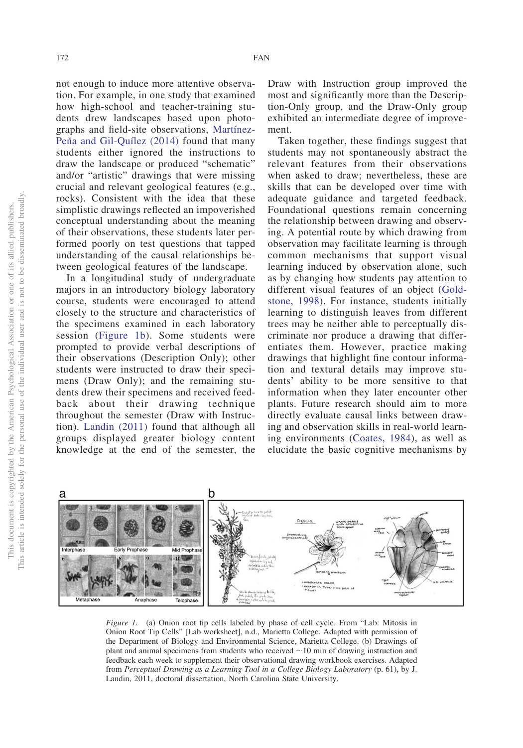not enough to induce more attentive observation. For example, in one study that examined how high-school and teacher-training students drew landscapes based upon photographs and field-site observations, Martínez-Peña and Gil-Quílez (2014) found that many students either ignored the instructions to draw the landscape or produced "schematic" and/or "artistic" drawings that were missing crucial and relevant geological features (e.g., rocks). Consistent with the idea that these simplistic drawings reflected an impoverished conceptual understanding about the meaning of their observations, these students later performed poorly on test questions that tapped understanding of the causal relationships between geological features of the landscape.

In a longitudinal study of undergraduate majors in an introductory biology laboratory course, students were encouraged to attend closely to the structure and characteristics of the specimens examined in each laboratory session (Figure 1b). Some students were prompted to provide verbal descriptions of their observations (Description Only); other students were instructed to draw their specimens (Draw Only); and the remaining students drew their specimens and received feedback about their drawing technique throughout the semester (Draw with Instruction). Landin (2011) found that although all groups displayed greater biology content knowledge at the end of the semester, the Draw with Instruction group improved the most and significantly more than the Description-Only group, and the Draw-Only group exhibited an intermediate degree of improvement.

Taken together, these findings suggest that students may not spontaneously abstract the relevant features from their observations when asked to draw; nevertheless, these are skills that can be developed over time with adequate guidance and targeted feedback. Foundational questions remain concerning the relationship between drawing and observing. A potential route by which drawing from observation may facilitate learning is through common mechanisms that support visual learning induced by observation alone, such as by changing how students pay attention to different visual features of an object (Goldstone, 1998). For instance, students initially learning to distinguish leaves from different trees may be neither able to perceptually discriminate nor produce a drawing that differentiates them. However, practice making drawings that highlight fine contour information and textural details may improve students' ability to be more sensitive to that information when they later encounter other plants. Future research should aim to more directly evaluate causal links between drawing and observation skills in real-world learning environments (Coates, 1984), as well as elucidate the basic cognitive mechanisms by

*Figure 1.* (a) Onion root tip cells labeled by phase of cell cycle. From "Lab: Mitosis in Onion Root Tip Cells" [Lab worksheet], n.d., Marietta College. Adapted with permission of the Department of Biology and Environmental Science, Marietta College. (b) Drawings of plant and animal specimens from students who received ~10 min of drawing instruction and feedback each week to supplement their observational drawing workbook exercises. Adapted from *Perceptual Drawing as a Learning Tool in a College Biology Laboratory* (p. 61), by J. Landin, 2011, doctoral dissertation, North Carolina State University.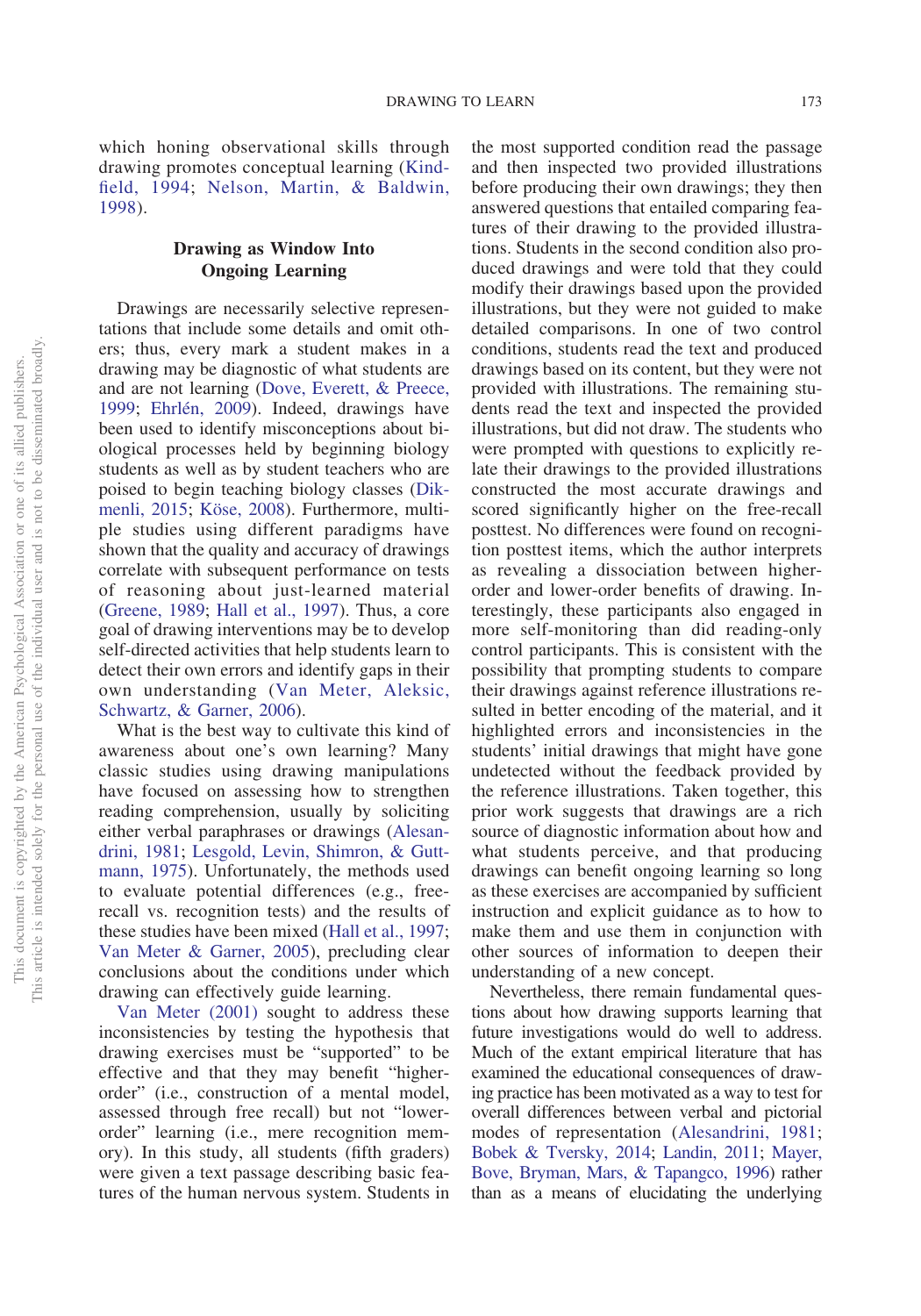which honing observational skills through drawing promotes conceptual learning (Kindfield, 1994; Nelson, Martin, & Baldwin, 1998).

## Drawing as Window Into Ongoing Learning

Drawings are necessarily selective representations that include some details and omit others; thus, every mark a student makes in a drawing may be diagnostic of what students are and are not learning (Dove, Everett, & Preece, 1999; Ehrlén, 2009). Indeed, drawings have been used to identify misconceptions about biological processes held by beginning biology students as well as by student teachers who are poised to begin teaching biology classes (Dikmenli, 2015; Köse, 2008). Furthermore, multiple studies using different paradigms have shown that the quality and accuracy of drawings correlate with subsequent performance on tests of reasoning about just-learned material (Greene, 1989; Hall et al., 1997). Thus, a core goal of drawing interventions may be to develop self-directed activities that help students learn to detect their own errors and identify gaps in their own understanding (Van Meter, Aleksic, Schwartz, & Garner, 2006).

What is the best way to cultivate this kind of awareness about one's own learning? Many classic studies using drawing manipulations have focused on assessing how to strengthen reading comprehension, usually by soliciting either verbal paraphrases or drawings (Alesandrini, 1981; Lesgold, Levin, Shimron, & Guttmann, 1975). Unfortunately, the methods used to evaluate potential differences (e.g., free-recall vs. recognition tests) and the results of these studies have been mixed (Hall et al., 1997; Van Meter & Garner, 2005), precluding clear conclusions about the conditions under which drawing can effectively guide learning.

Van Meter (2001) sought to address these inconsistencies by testing the hypothesis that drawing exercises must be "supported" to be effective and that they may benefit "higher-order" (i.e., construction of a mental model, assessed through free recall) but not "lower-order" learning (i.e., mere recognition memory). In this study, all students (fifth graders) were given a text passage describing basic features of the human nervous system. Students in the most supported condition read the passage and then inspected two provided illustrations before producing their own drawings; they then answered questions that entailed comparing features of their drawing to the provided illustrations. Students in the second condition also produced drawings and were told that they could modify their drawings based upon the provided illustrations, but they were not guided to make detailed comparisons. In one of two control conditions, students read the text and produced drawings based on its content, but they were not provided with illustrations. The remaining students read the text and inspected the provided illustrations, but did not draw. The students who were prompted with questions to explicitly relate their drawings to the provided illustrations constructed the most accurate drawings and scored significantly higher on the free-recall posttest. No differences were found on recognition posttest items, which the author interprets as revealing a dissociation between higher-order and lower-order benefits of drawing. Interestingly, these participants also engaged in more self-monitoring than did reading-only control participants. This is consistent with the possibility that prompting students to compare their drawings against reference illustrations resulted in better encoding of the material, and it highlighted errors and inconsistencies in the students' initial drawings that might have gone undetected without the feedback provided by the reference illustrations. Taken together, this prior work suggests that drawings are a rich source of diagnostic information about how and what students perceive, and that producing drawings can benefit ongoing learning so long as these exercises are accompanied by sufficient instruction and explicit guidance as to how to make them and use them in conjunction with other sources of information to deepen their understanding of a new concept.

Nevertheless, there remain fundamental questions about how drawing supports learning that future investigations would do well to address. Much of the extant empirical literature that has examined the educational consequences of drawing practice has been motivated as a way to test for overall differences between verbal and pictorial modes of representation (Alesandrini, 1981; Bobek & Tversky, 2014; Landin, 2011; Mayer, Bove, Bryman, Mars, & Tapangco, 1996) rather than as a means of elucidating the underlying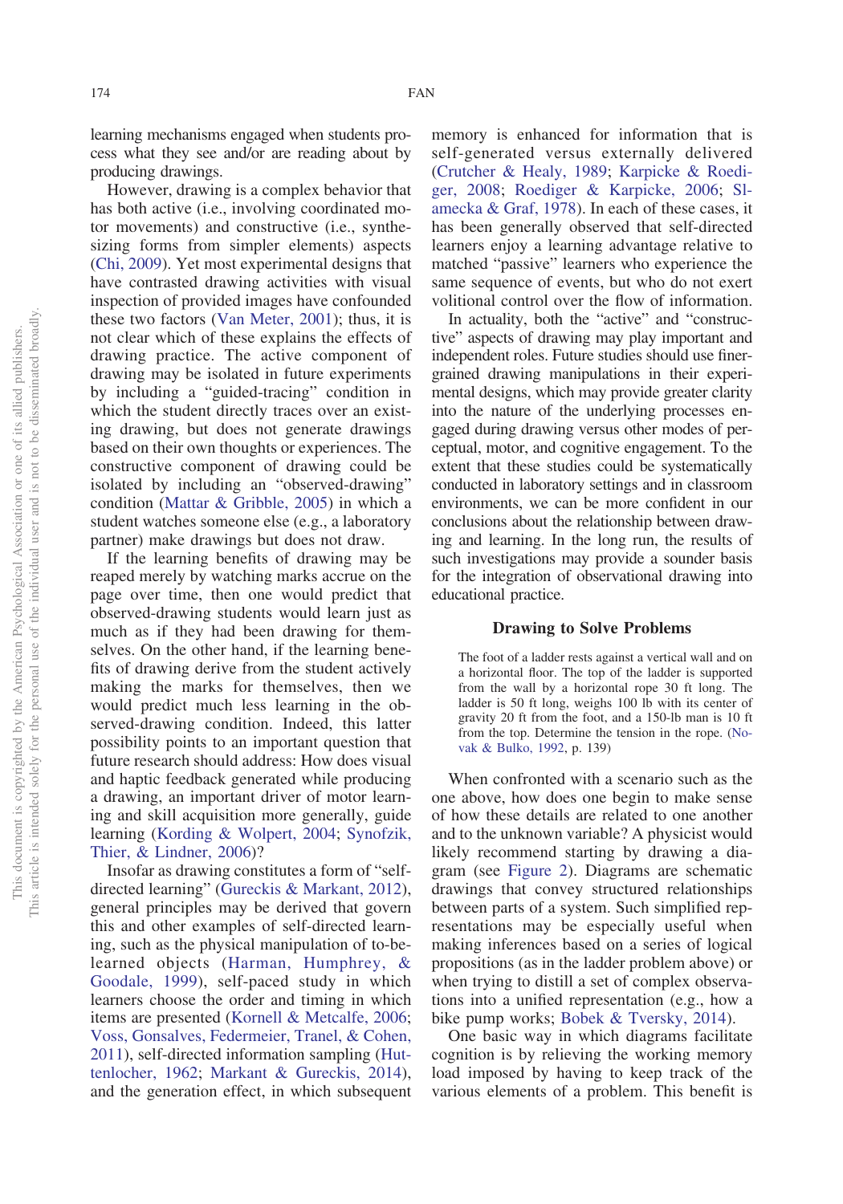learning mechanisms engaged when students process what they see and/or are reading about by producing drawings.

However, drawing is a complex behavior that has both active (i.e., involving coordinated motor movements) and constructive (i.e., synthesizing forms from simpler elements) aspects (Chi, 2009). Yet most experimental designs that have contrasted drawing activities with visual inspection of provided images have confounded these two factors (Van Meter, 2001); thus, it is not clear which of these explains the effects of drawing practice. The active component of drawing may be isolated in future experiments by including a "guided-tracing" condition in which the student directly traces over an existing drawing, but does not generate drawings based on their own thoughts or experiences. The constructive component of drawing could be isolated by including an "observed-drawing" condition (Mattar & Gribble, 2005) in which a student watches someone else (e.g., a laboratory partner) make drawings but does not draw.

If the learning benefits of drawing may be reaped merely by watching marks accrue on the page over time, then one would predict that observed-drawing students would learn just as much as if they had been drawing for themselves. On the other hand, if the learning benefits of drawing derive from the student actively making the marks for themselves, then we would predict much less learning in the observed-drawing condition. Indeed, this latter possibility points to an important question that future research should address: How does visual and haptic feedback generated while producing a drawing, an important driver of motor learning and skill acquisition more generally, guide learning (Kording & Wolpert, 2004; Synofzik, Thier, & Lindner, 2006)?

Insofar as drawing constitutes a form of "self-directed learning" (Gureckis & Markant, 2012), general principles may be derived that govern this and other examples of self-directed learning, such as the physical manipulation of to-be-learned objects (Harman, Humphrey, & Goodale, 1999), self-paced study in which learners choose the order and timing in which items are presented (Kornell & Metcalfe, 2006; Voss, Gonsalves, Federmeier, Tranel, & Cohen, 2011), self-directed information sampling (Huttenlocher, 1962; Markant & Gureckis, 2014), and the generation effect, in which subsequent memory is enhanced for information that is self-generated versus externally delivered (Crutcher & Healy, 1989; Karpicke & Roediger, 2008; Roediger & Karpicke, 2006; Slamecka & Graf, 1978). In each of these cases, it has been generally observed that self-directed learners enjoy a learning advantage relative to matched "passive" learners who experience the same sequence of events, but who do not exert volitional control over the flow of information.

In actuality, both the "active" and "constructive" aspects of drawing may play important and independent roles. Future studies should use finer-grained drawing manipulations in their experimental designs, which may provide greater clarity into the nature of the underlying processes engaged during drawing versus other modes of perceptual, motor, and cognitive engagement. To the extent that these studies could be systematically conducted in laboratory settings and in classroom environments, we can be more confident in our conclusions about the relationship between drawing and learning. In the long run, the results of such investigations may provide a sounder basis for the integration of observational drawing into educational practice.

## Drawing to Solve Problems

> The foot of a ladder rests against a vertical wall and on a horizontal floor. The top of the ladder is supported from the wall by a horizontal rope 30 ft long. The ladder is 50 ft long, weighs 100 lb with its center of gravity 20 ft from the foot, and a 150-lb man is 10 ft from the top. Determine the tension in the rope. (Novak & Bulko, 1992, p. 139)

When confronted with a scenario such as the one above, how does one begin to make sense of how these details are related to one another and to the unknown variable? A physicist would likely recommend starting by drawing a diagram (see Figure 2). Diagrams are schematic drawings that convey structured relationships between parts of a system. Such simplified representations may be especially useful when making inferences based on a series of logical propositions (as in the ladder problem above) or when trying to distill a set of complex observations into a unified representation (e.g., how a bike pump works; Bobek & Tversky, 2014).

One basic way in which diagrams facilitate cognition is by relieving the working memory load imposed by having to keep track of the various elements of a problem. This benefit is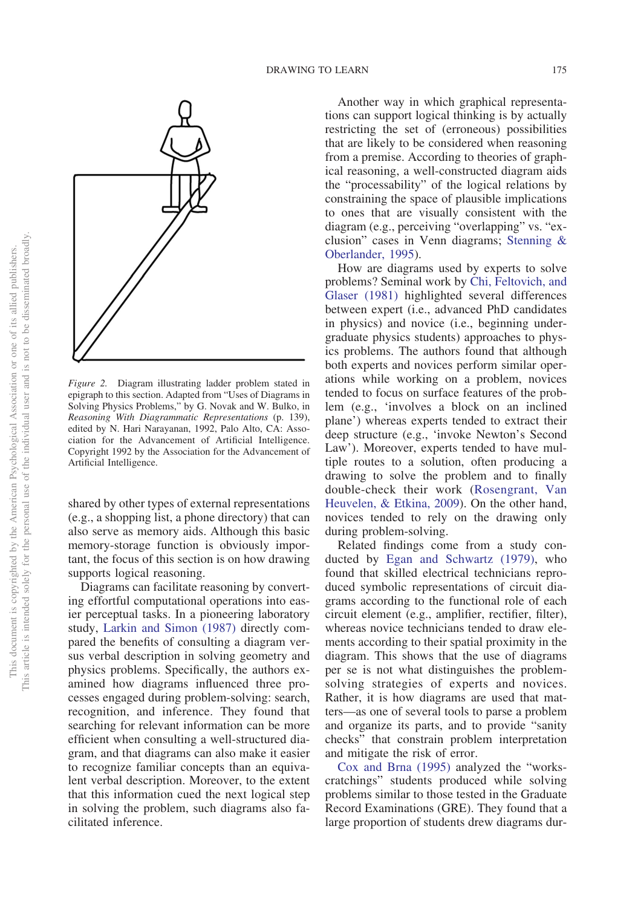*Figure 2.* Diagram illustrating ladder problem stated in epigraph to this section. Adapted from "Uses of Diagrams in Solving Physics Problems," by G. Novak and W. Bulko, in *Reasoning With Diagrammatic Representations* (p. 139), edited by N. Hari Narayanan, 1992, Palo Alto, CA: Association for the Advancement of Artificial Intelligence. Copyright 1992 by the Association for the Advancement of Artificial Intelligence.

shared by other types of external representations (e.g., a shopping list, a phone directory) that can also serve as memory aids. Although this basic memory-storage function is obviously important, the focus of this section is on how drawing supports logical reasoning.

Diagrams can facilitate reasoning by converting effortful computational operations into easier perceptual tasks. In a pioneering laboratory study, Larkin and Simon (1987) directly compared the benefits of consulting a diagram versus verbal description in solving geometry and physics problems. Specifically, the authors examined how diagrams influenced three processes engaged during problem-solving: search, recognition, and inference. They found that searching for relevant information can be more efficient when consulting a well-structured diagram, and that diagrams can also make it easier to recognize familiar concepts than an equivalent verbal description. Moreover, to the extent that this information cued the next logical step in solving the problem, such diagrams also facilitated inference.

Another way in which graphical representations can support logical thinking is by actually restricting the set of (erroneous) possibilities that are likely to be considered when reasoning from a premise. According to theories of graphical reasoning, a well-constructed diagram aids the "processability" of the logical relations by constraining the space of plausible implications to ones that are visually consistent with the diagram (e.g., perceiving "overlapping" vs. "exclusion" cases in Venn diagrams; Stenning & Oberlander, 1995).

How are diagrams used by experts to solve problems? Seminal work by Chi, Feltovich, and Glaser (1981) highlighted several differences between expert (i.e., advanced PhD candidates in physics) and novice (i.e., beginning undergraduate physics students) approaches to physics problems. The authors found that although both experts and novices perform similar operations while working on a problem, novices tended to focus on surface features of the problem (e.g., 'involves a block on an inclined plane') whereas experts tended to extract their deep structure (e.g., 'invoke Newton's Second Law'). Moreover, experts tended to have multiple routes to a solution, often producing a drawing to solve the problem and to finally double-check their work (Rosengrant, Van Heuvelen, & Etkina, 2009). On the other hand, novices tended to rely on the drawing only during problem-solving.

Related findings come from a study conducted by Egan and Schwartz (1979), who found that skilled electrical technicians reproduced symbolic representations of circuit diagrams according to the functional role of each circuit element (e.g., amplifier, rectifier, filter), whereas novice technicians tended to draw elements according to their spatial proximity in the diagram. This shows that the use of diagrams per se is not what distinguishes the problem-solving strategies of experts and novices. Rather, it is how diagrams are used that matters—as one of several tools to parse a problem and organize its parts, and to provide "sanity checks" that constrain problem interpretation and mitigate the risk of error.

Cox and Brna (1995) analyzed the "workscratchings" students produced while solving problems similar to those tested in the Graduate Record Examinations (GRE). They found that a large proportion of students drew diagrams dur-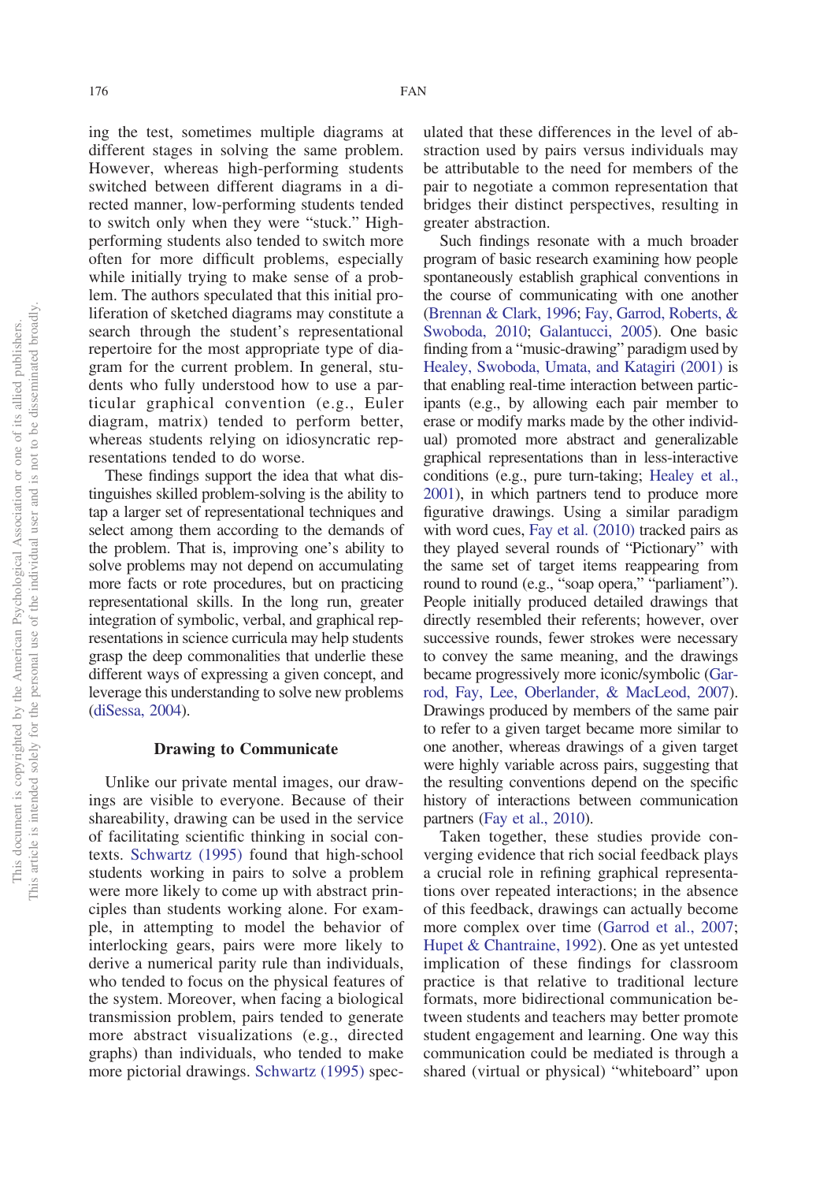ing the test, sometimes multiple diagrams at different stages in solving the same problem. However, whereas high-performing students switched between different diagrams in a directed manner, low-performing students tended to switch only when they were "stuck." High-performing students also tended to switch more often for more difficult problems, especially while initially trying to make sense of a problem. The authors speculated that this initial proliferation of sketched diagrams may constitute a search through the student's representational repertoire for the most appropriate type of diagram for the current problem. In general, students who fully understood how to use a particular graphical convention (e.g., Euler diagram, matrix) tended to perform better, whereas students relying on idiosyncratic representations tended to do worse.

These findings support the idea that what distinguishes skilled problem-solving is the ability to tap a larger set of representational techniques and select among them according to the demands of the problem. That is, improving one's ability to solve problems may not depend on accumulating more facts or rote procedures, but on practicing representational skills. In the long run, greater integration of symbolic, verbal, and graphical representations in science curricula may help students grasp the deep commonalities that underlie these different ways of expressing a given concept, and leverage this understanding to solve new problems (diSessa, 2004).

## Drawing to Communicate

Unlike our private mental images, our drawings are visible to everyone. Because of their shareability, drawing can be used in the service of facilitating scientific thinking in social contexts. Schwartz (1995) found that high-school students working in pairs to solve a problem were more likely to come up with abstract principles than students working alone. For example, in attempting to model the behavior of interlocking gears, pairs were more likely to derive a numerical parity rule than individuals, who tended to focus on the physical features of the system. Moreover, when facing a biological transmission problem, pairs tended to generate more abstract visualizations (e.g., directed graphs) than individuals, who tended to make more pictorial drawings. Schwartz (1995) speculated that these differences in the level of abstraction used by pairs versus individuals may be attributable to the need for members of the pair to negotiate a common representation that bridges their distinct perspectives, resulting in greater abstraction.

Such findings resonate with a much broader program of basic research examining how people spontaneously establish graphical conventions in the course of communicating with one another (Brennan & Clark, 1996; Fay, Garrod, Roberts, & Swoboda, 2010; Galantucci, 2005). One basic finding from a "music-drawing" paradigm used by Healey, Swoboda, Umata, and Katagiri (2001) is that enabling real-time interaction between participants (e.g., by allowing each pair member to erase or modify marks made by the other individual) promoted more abstract and generalizable graphical representations than in less-interactive conditions (e.g., pure turn-taking; Healey et al., 2001), in which partners tend to produce more figurative drawings. Using a similar paradigm with word cues, Fay et al. (2010) tracked pairs as they played several rounds of "Pictionary" with the same set of target items reappearing from round to round (e.g., "soap opera," "parliament"). People initially produced detailed drawings that directly resembled their referents; however, over successive rounds, fewer strokes were necessary to convey the same meaning, and the drawings became progressively more iconic/symbolic (Garrod, Fay, Lee, Oberlander, & MacLeod, 2007). Drawings produced by members of the same pair to refer to a given target became more similar to one another, whereas drawings of a given target were highly variable across pairs, suggesting that the resulting conventions depend on the specific history of interactions between communication partners (Fay et al., 2010).

Taken together, these studies provide converging evidence that rich social feedback plays a crucial role in refining graphical representations over repeated interactions; in the absence of this feedback, drawings can actually become more complex over time (Garrod et al., 2007; Hupet & Chantraine, 1992). One as yet untested implication of these findings for classroom practice is that relative to traditional lecture formats, more bidirectional communication between students and teachers may better promote student engagement and learning. One way this communication could be mediated is through a shared (virtual or physical) "whiteboard" upon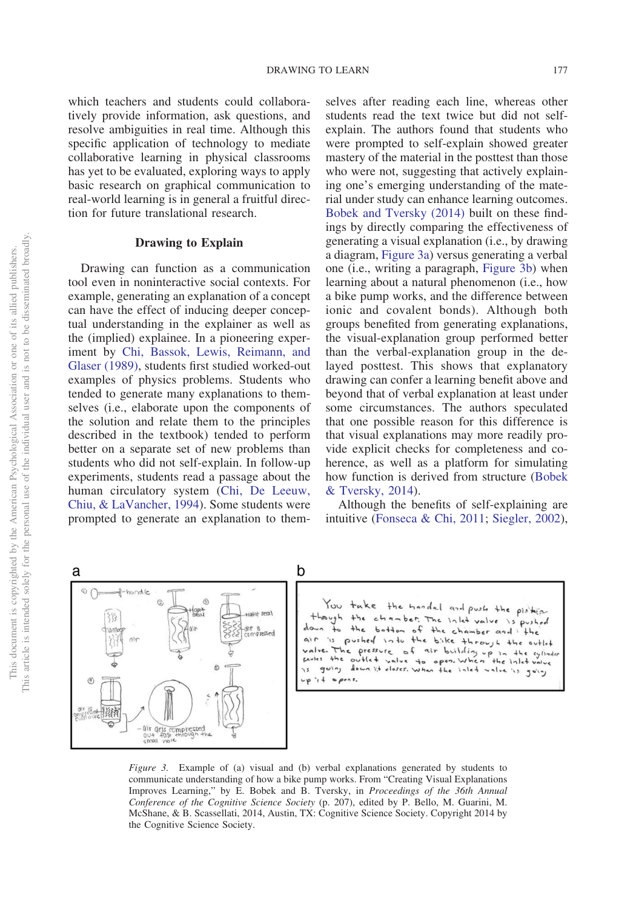which teachers and students could collaboratively provide information, ask questions, and resolve ambiguities in real time. Although this specific application of technology to mediate collaborative learning in physical classrooms has yet to be evaluated, exploring ways to apply basic research on graphical communication to real-world learning is in general a fruitful direction for future translational research.

## Drawing to Explain

Drawing can function as a communication tool even in noninteractive social contexts. For example, generating an explanation of a concept can have the effect of inducing deeper conceptual understanding in the explainer as well as the (implied) explainee. In a pioneering experiment by Chi, Bassok, Lewis, Reimann, and Glaser (1989), students first studied worked-out examples of physics problems. Students who tended to generate many explanations to themselves (i.e., elaborate upon the components of the solution and relate them to the principles described in the textbook) tended to perform better on a separate set of new problems than students who did not self-explain. In follow-up experiments, students read a passage about the human circulatory system (Chi, De Leeuw, Chiu, & LaVancher, 1994). Some students were prompted to generate an explanation to themselves after reading each line, whereas other students read the text twice but did not self-explain. The authors found that students who were prompted to self-explain showed greater mastery of the material in the posttest than those who were not, suggesting that actively explaining one's emerging understanding of the material under study can enhance learning outcomes. Bobek and Tversky (2014) built on these findings by directly comparing the effectiveness of generating a visual explanation (i.e., by drawing a diagram, Figure 3a) versus generating a verbal one (i.e., writing a paragraph, Figure 3b) when learning about a natural phenomenon (i.e., how a bike pump works, and the difference between ionic and covalent bonds). Although both groups benefited from generating explanations, the visual-explanation group performed better than the verbal-explanation group in the delayed posttest. This shows that explanatory drawing can confer a learning benefit above and beyond that of verbal explanation at least under some circumstances. The authors speculated that one possible reason for this difference is that visual explanations may more readily provide explicit checks for completeness and coherence, as well as a platform for simulating how function is derived from structure (Bobek & Tversky, 2014).

Although the benefits of self-explaining are intuitive (Fonseca & Chi, 2011; Siegler, 2002),

*Figure 3.* Example of (a) visual and (b) verbal explanations generated by students to communicate understanding of how a bike pump works. From "Creating Visual Explanations Improves Learning," by E. Bobek and B. Tversky, in *Proceedings of the 36th Annual Conference of the Cognitive Science Society* (p. 207), edited by P. Bello, M. Guarini, M. McShane, & B. Scassellati, 2014, Austin, TX: Cognitive Science Society. Copyright 2014 by the Cognitive Science Society.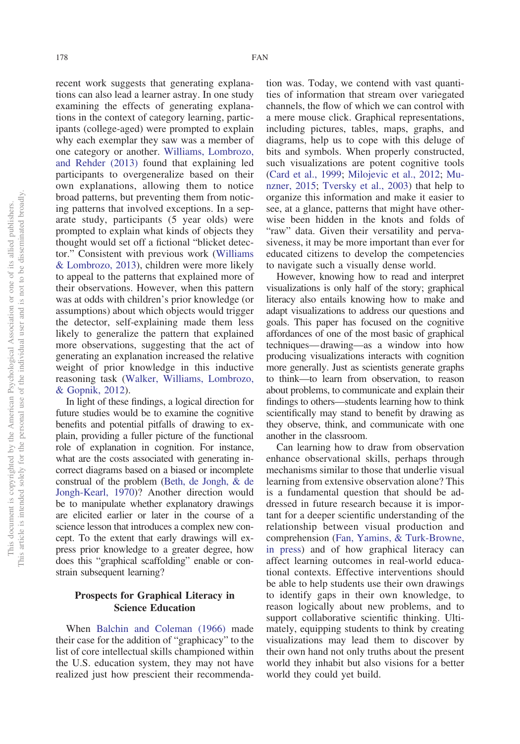recent work suggests that generating explanations can also lead a learner astray. In one study examining the effects of generating explanations in the context of category learning, participants (college-aged) were prompted to explain why each exemplar they saw was a member of one category or another. Williams, Lombrozo, and Rehder (2013) found that explaining led participants to overgeneralize based on their own explanations, allowing them to notice broad patterns, but preventing them from noticing patterns that involved exceptions. In a separate study, participants (5 year olds) were prompted to explain what kinds of objects they thought would set off a fictional "blicket detector." Consistent with previous work (Williams & Lombrozo, 2013), children were more likely to appeal to the patterns that explained more of their observations. However, when this pattern was at odds with children's prior knowledge (or assumptions) about which objects would trigger the detector, self-explaining made them less likely to generalize the pattern that explained more observations, suggesting that the act of generating an explanation increased the relative weight of prior knowledge in this inductive reasoning task (Walker, Williams, Lombrozo, & Gopnik, 2012).

In light of these findings, a logical direction for future studies would be to examine the cognitive benefits and potential pitfalls of drawing to explain, providing a fuller picture of the functional role of explanation in cognition. For instance, what are the costs associated with generating incorrect diagrams based on a biased or incomplete construal of the problem (Beth, de Jongh, & de Jongh-Kearl, 1970)? Another direction would be to manipulate whether explanatory drawings are elicited earlier or later in the course of a science lesson that introduces a complex new concept. To the extent that early drawings will express prior knowledge to a greater degree, how does this "graphical scaffolding" enable or constrain subsequent learning?

## Prospects for Graphical Literacy in Science Education

When Balchin and Coleman (1966) made their case for the addition of "graphicacy" to the list of core intellectual skills championed within the U.S. education system, they may not have realized just how prescient their recommendation was. Today, we contend with vast quantities of information that stream over variegated channels, the flow of which we can control with a mere mouse click. Graphical representations, including pictures, tables, maps, graphs, and diagrams, help us to cope with this deluge of bits and symbols. When properly constructed, such visualizations are potent cognitive tools (Card et al., 1999; Milojevic et al., 2012; Munzner, 2015; Tversky et al., 2003) that help to organize this information and make it easier to see, at a glance, patterns that might have otherwise been hidden in the knots and folds of "raw" data. Given their versatility and pervasiveness, it may be more important than ever for educated citizens to develop the competencies to navigate such a visually dense world.

However, knowing how to read and interpret visualizations is only half of the story; graphical literacy also entails knowing how to make and adapt visualizations to address our questions and goals. This paper has focused on the cognitive affordances of one of the most basic of graphical techniques—drawing—as a window into how producing visualizations interacts with cognition more generally. Just as scientists generate graphs to think—to learn from observation, to reason about problems, to communicate and explain their findings to others—students learning how to think scientifically may stand to benefit by drawing as they observe, think, and communicate with one another in the classroom.

Can learning how to draw from observation enhance observational skills, perhaps through mechanisms similar to those that underlie visual learning from extensive observation alone? This is a fundamental question that should be addressed in future research because it is important for a deeper scientific understanding of the relationship between visual production and comprehension (Fan, Yamins, & Turk-Browne, in press) and of how graphical literacy can affect learning outcomes in real-world educational contexts. Effective interventions should be able to help students use their own drawings to identify gaps in their own knowledge, to reason logically about new problems, and to support collaborative scientific thinking. Ultimately, equipping students to think by creating visualizations may lead them to discover by their own hand not only truths about the present world they inhabit but also visions for a better world they could yet build.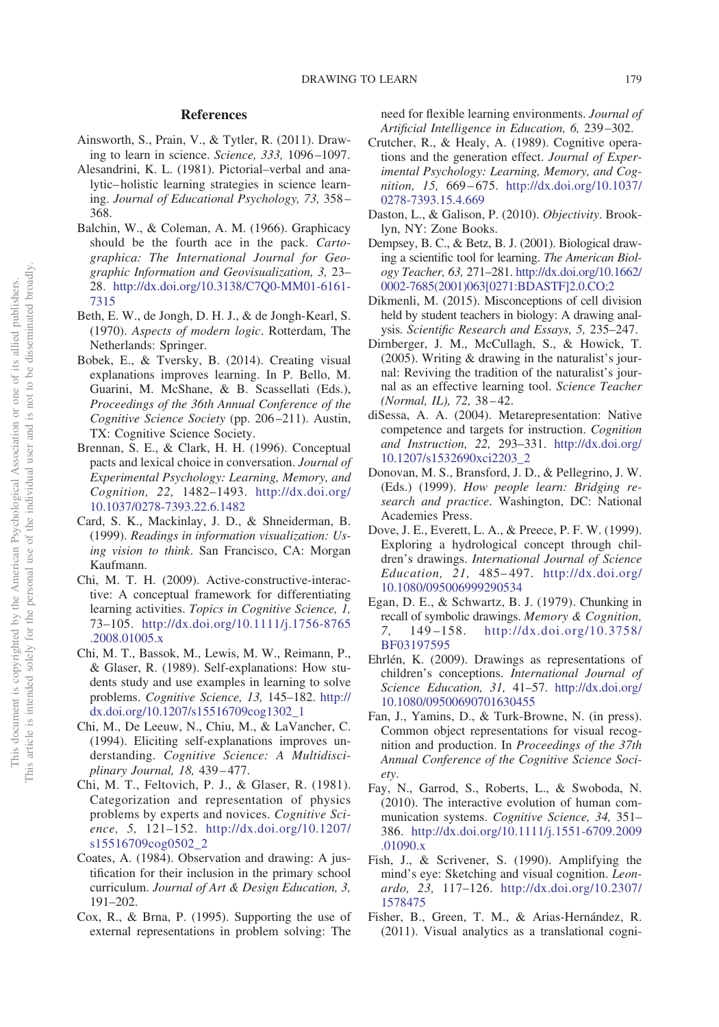## References

Ainsworth, S., Prain, V., & Tytler, R. (2011). Drawing to learn in science. *Science, 333,* 1096–1097.

Alesandrini, K. L. (1981). Pictorial–verbal and analytic–holistic learning strategies in science learning. *Journal of Educational Psychology, 73,* 358–368.

Balchin, W., & Coleman, A. M. (1966). Graphicacy should be the fourth ace in the pack. *Cartographica: The International Journal for Geographic Information and Geovisualization, 3,* 23–28. http://dx.doi.org/10.3138/C7Q0-MM01-6161-7315

Beth, E. W., de Jongh, D. H. J., & de Jongh-Kearl, S. (1970). *Aspects of modern logic*. Rotterdam, The Netherlands: Springer.

Bobek, E., & Tversky, B. (2014). Creating visual explanations improves learning. In P. Bello, M. Guarini, M. McShane, & B. Scassellati (Eds.), *Proceedings of the 36th Annual Conference of the Cognitive Science Society* (pp. 206–211). Austin, TX: Cognitive Science Society.

Brennan, S. E., & Clark, H. H. (1996). Conceptual pacts and lexical choice in conversation. *Journal of Experimental Psychology: Learning, Memory, and Cognition, 22,* 1482–1493. http://dx.doi.org/10.1037/0278-7393.22.6.1482

Card, S. K., Mackinlay, J. D., & Shneiderman, B. (1999). *Readings in information visualization: Using vision to think*. San Francisco, CA: Morgan Kaufmann.

Chi, M. T. H. (2009). Active-constructive-interactive: A conceptual framework for differentiating learning activities. *Topics in Cognitive Science, 1,* 73–105. http://dx.doi.org/10.1111/j.1756-8765.2008.01005.x

Chi, M. T. H., Bassok, M., Lewis, M. W., Reimann, P., & Glaser, R. (1989). Self-explanations: How students study and use examples in learning to solve problems. *Cognitive Science, 13,* 145–182. http://dx.doi.org/10.1207/s15516709cog1302_1

Chi, M., De Leeuw, N., Chiu, M., & LaVancher, C. (1994). Eliciting self-explanations improves understanding. *Cognitive Science: A Multidisciplinary Journal, 18,* 439–477.

Chi, M. T. H., Feltovich, P. J., & Glaser, R. (1981). Categorization and representation of physics problems by experts and novices. *Cognitive Science, 5,* 121–152. http://dx.doi.org/10.1207/s15516709cog0502_2

Coates, A. (1984). Observation and drawing: A justification for their inclusion in the primary school curriculum. *Journal of Art & Design Education, 3,* 191–202.

Cox, R., & Brna, P. (1995). Supporting the use of external representations in problem solving: The need for flexible learning environments. *Journal of Artificial Intelligence in Education, 6,* 239–302.

Crutcher, R., & Healy, A. (1989). Cognitive operations and the generation effect. *Journal of Experimental Psychology: Learning, Memory, and Cognition, 15,* 669–675. http://dx.doi.org/10.1037/0278-7393.15.4.669

Daston, L., & Galison, P. (2010). *Objectivity*. Brooklyn, NY: Zone Books.

Dempsey, B. C., & Betz, B. J. (2001). Biological drawing a scientific tool for learning. *The American Biology Teacher, 63,* 271–281. http://dx.doi.org/10.1662/0002-7685(2001)063[0271:BDASTF]2.0.CO;2

Dikmenli, M. (2015). Misconceptions of cell division held by student teachers in biology: A drawing analysis. *Scientific Research and Essays, 5,* 235–247.

Dirnberger, J. M., McCullagh, S., & Howick, T. (2005). Writing & drawing in the naturalist's journal: Reviving the tradition of the naturalist's journal as an effective learning tool. *Science Teacher (Normal, IL), 72,* 38–42.

diSessa, A. A. (2004). Metarepresentation: Native competence and targets for instruction. *Cognition and Instruction, 22,* 293–331. http://dx.doi.org/10.1207/s1532690xci2203_2

Donovan, M. S., Bransford, J. D., & Pellegrino, J. W. (Eds.) (1999). *How people learn: Bridging research and practice*. Washington, DC: National Academies Press.

Dove, J. E., Everett, L. A., & Preece, P. F. W. (1999). Exploring a hydrological concept through children's drawings. *International Journal of Science Education, 21,* 485–497. http://dx.doi.org/10.1080/095006999290534

Egan, D. E., & Schwartz, B. J. (1979). Chunking in recall of symbolic drawings. *Memory & Cognition, 7,* 149–158. http://dx.doi.org/10.3758/BF03197595

Ehrlén, K. (2009). Drawings as representations of children's conceptions. *International Journal of Science Education, 31,* 41–57. http://dx.doi.org/10.1080/09500690701630455

Fan, J., Yamins, D., & Turk-Browne, N. (in press). Common object representations for visual recognition and production. In *Proceedings of the 37th Annual Conference of the Cognitive Science Society*.

Fay, N., Garrod, S., Roberts, L., & Swoboda, N. (2010). The interactive evolution of human communication systems. *Cognitive Science, 34,* 351–386. http://dx.doi.org/10.1111/j.1551-6709.2009.01090.x

Fish, J., & Scrivener, S. (1990). Amplifying the mind's eye: Sketching and visual cognition. *Leonardo, 23,* 117–126. http://dx.doi.org/10.2307/1578475

Fisher, B., Green, T. M., & Arias-Hernández, R. (2011). Visual analytics as a translational cogni-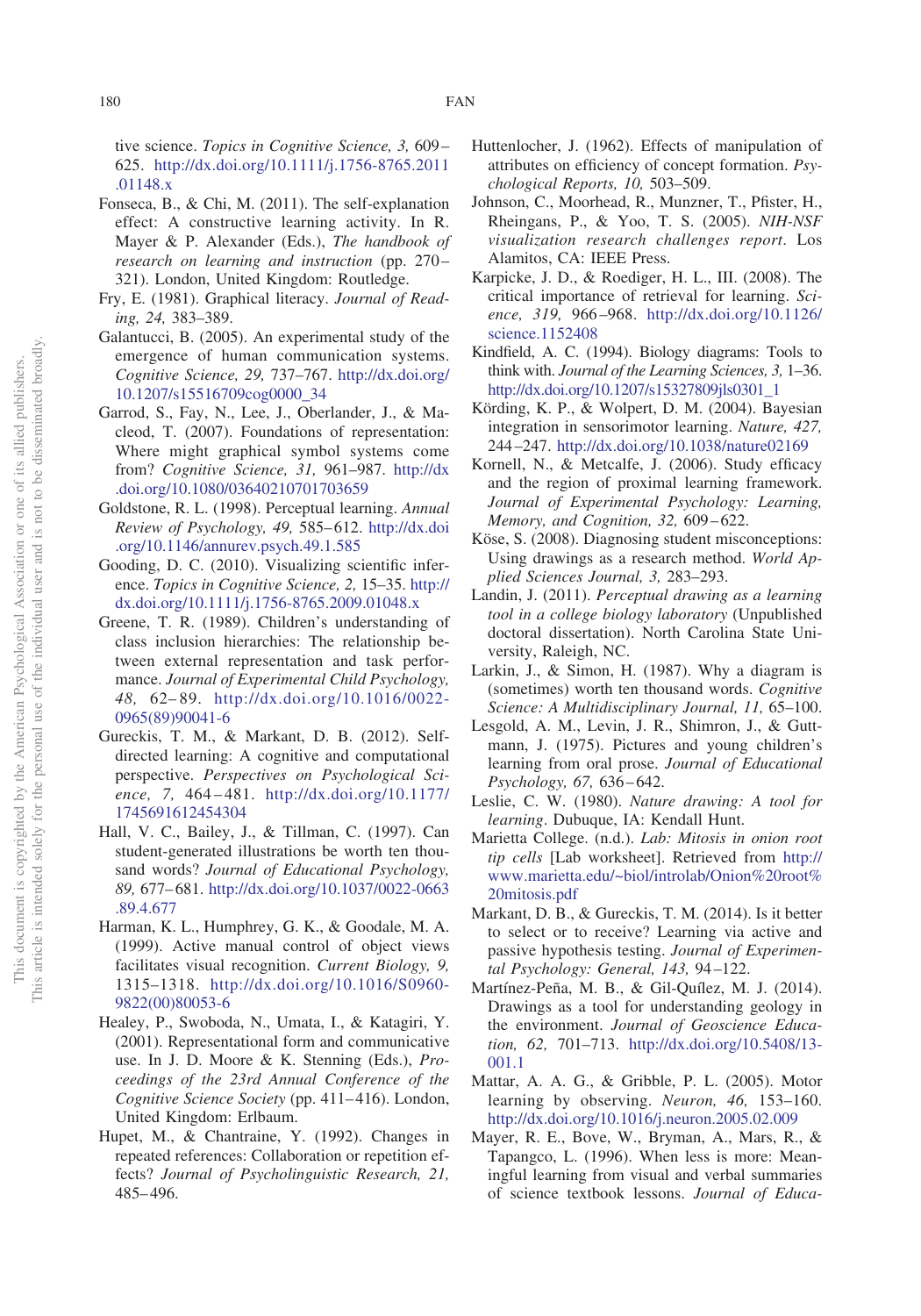tive science. *Topics in Cognitive Science, 3,* 609–625. http://dx.doi.org/10.1111/j.1756-8765.2011.01148.x

Fonseca, B., & Chi, M. (2011). The self-explanation effect: A constructive learning activity. In R. Mayer & P. Alexander (Eds.), *The handbook of research on learning and instruction* (pp. 270–321). London, United Kingdom: Routledge.

Fry, E. (1981). Graphical literacy. *Journal of Reading, 24,* 383–389.

Galantucci, B. (2005). An experimental study of the emergence of human communication systems. *Cognitive Science, 29,* 737–767. http://dx.doi.org/10.1207/s15516709cog0000_34

Garrod, S., Fay, N., Lee, J., Oberlander, J., & Macleod, T. (2007). Foundations of representation: Where might graphical symbol systems come from? *Cognitive Science, 31,* 961–987. http://dx.doi.org/10.1080/03640210701703659

Goldstone, R. L. (1998). Perceptual learning. *Annual Review of Psychology, 49,* 585–612. http://dx.doi.org/10.1146/annurev.psych.49.1.585

Gooding, D. C. (2010). Visualizing scientific inference. *Topics in Cognitive Science, 2,* 15–35. http://dx.doi.org/10.1111/j.1756-8765.2009.01048.x

Greene, T. R. (1989). Children's understanding of class inclusion hierarchies: The relationship between external representation and task performance. *Journal of Experimental Child Psychology, 48,* 62–89. http://dx.doi.org/10.1016/0022-0965(89)90041-6

Gureckis, T. M., & Markant, D. B. (2012). Self-directed learning: A cognitive and computational perspective. *Perspectives on Psychological Science, 7,* 464–481. http://dx.doi.org/10.1177/1745691612454304

Hall, V. C., Bailey, J., & Tillman, C. (1997). Can student-generated illustrations be worth ten thousand words? *Journal of Educational Psychology, 89,* 677–681. http://dx.doi.org/10.1037/0022-0663.89.4.677

Harman, K. L., Humphrey, G. K., & Goodale, M. A. (1999). Active manual control of object views facilitates visual recognition. *Current Biology, 9,* 1315–1318. http://dx.doi.org/10.1016/S0960-9822(00)80053-6

Healey, P., Swoboda, N., Umata, I., & Katagiri, Y. (2001). Representational form and communicative use. In J. D. Moore & K. Stenning (Eds.), *Proceedings of the 23rd Annual Conference of the Cognitive Science Society* (pp. 411–416). London, United Kingdom: Erlbaum.

Hupet, M., & Chantraine, Y. (1992). Changes in repeated references: Collaboration or repetition effects? *Journal of Psycholinguistic Research, 21,* 485–496.

Huttenlocher, J. (1962). Effects of manipulation of attributes on efficiency of concept formation. *Psychological Reports, 10,* 503–509.

Johnson, C., Moorhead, R., Munzner, T., Pfister, H., Rheingans, P., & Yoo, T. S. (2005). *NIH-NSF visualization research challenges report*. Los Alamitos, CA: IEEE Press.

Karpicke, J. D., & Roediger, H. L., III. (2008). The critical importance of retrieval for learning. *Science, 319,* 966–968. http://dx.doi.org/10.1126/science.1152408

Kindfield, A. C. (1994). Biology diagrams: Tools to think with. *Journal of the Learning Sciences, 3,* 1–36. http://dx.doi.org/10.1207/s15327809jls0301_1

Körding, K. P., & Wolpert, D. M. (2004). Bayesian integration in sensorimotor learning. *Nature, 427,* 244–247. http://dx.doi.org/10.1038/nature02169

Kornell, N., & Metcalfe, J. (2006). Study efficacy and the region of proximal learning framework. *Journal of Experimental Psychology: Learning, Memory, and Cognition, 32,* 609–622.

Köse, S. (2008). Diagnosing student misconceptions: Using drawings as a research method. *World Applied Sciences Journal, 3,* 283–293.

Landin, J. (2011). *Perceptual drawing as a learning tool in a college biology laboratory* (Unpublished doctoral dissertation). North Carolina State University, Raleigh, NC.

Larkin, J., & Simon, H. (1987). Why a diagram is (sometimes) worth ten thousand words. *Cognitive Science: A Multidisciplinary Journal, 11,* 65–100.

Lesgold, A. M., Levin, J. R., Shimron, J., & Guttmann, J. (1975). Pictures and young children's learning from oral prose. *Journal of Educational Psychology, 67,* 636–642.

Leslie, C. W. (1980). *Nature drawing: A tool for learning*. Dubuque, IA: Kendall Hunt.

Marietta College. (n.d.). *Lab: Mitosis in onion root tip cells* [Lab worksheet]. Retrieved from http://www.marietta.edu/~biol/introlab/Onion%20root%20mitosis.pdf

Markant, D. B., & Gureckis, T. M. (2014). Is it better to select or to receive? Learning via active and passive hypothesis testing. *Journal of Experimental Psychology: General, 143,* 94–122.

Martínez-Peña, M. B., & Gil-Quílez, M. J. (2014). Drawings as a tool for understanding geology in the environment. *Journal of Geoscience Education, 62,* 701–713. http://dx.doi.org/10.5408/13-001.1

Mattar, A. A. G., & Gribble, P. L. (2005). Motor learning by observing. *Neuron, 46,* 153–160. http://dx.doi.org/10.1016/j.neuron.2005.02.009

Mayer, R. E., Bove, W., Bryman, A., Mars, R., & Tapangco, L. (1996). When less is more: Meaningful learning from visual and verbal summaries of science textbook lessons. *Journal of Educa-*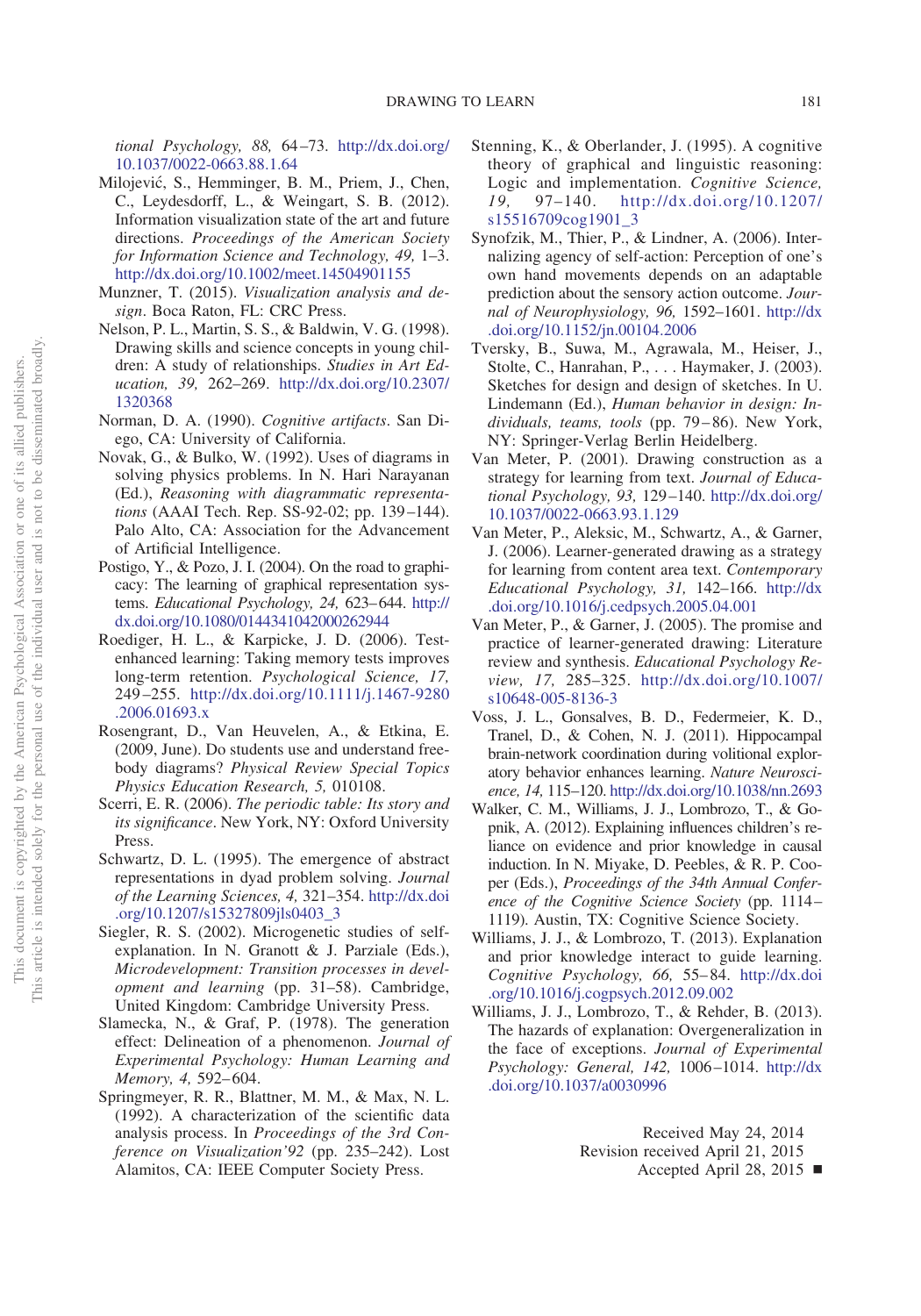*tional Psychology, 88,* 64–73. http://dx.doi.org/10.1037/0022-0663.88.1.64

Milojević, S., Hemminger, B. M., Priem, J., Chen, C., Leydesdorff, L., & Weingart, S. B. (2012). Information visualization state of the art and future directions. *Proceedings of the American Society for Information Science and Technology, 49,* 1–3. http://dx.doi.org/10.1002/meet.14504901155

Munzner, T. (2015). *Visualization analysis and design*. Boca Raton, FL: CRC Press.

Nelson, P. L., Martin, S. S., & Baldwin, V. G. (1998). Drawing skills and science concepts in young children: A study of relationships. *Studies in Art Education, 39,* 262–269. http://dx.doi.org/10.2307/1320368

Norman, D. A. (1990). *Cognitive artifacts*. San Diego, CA: University of California.

Novak, G., & Bulko, W. (1992). Uses of diagrams in solving physics problems. In N. Hari Narayanan (Ed.), *Reasoning with diagrammatic representations* (AAAI Tech. Rep. SS-92-02; pp. 139–144). Palo Alto, CA: Association for the Advancement of Artificial Intelligence.

Postigo, Y., & Pozo, J. I. (2004). On the road to graphicacy: The learning of graphical representation systems. *Educational Psychology, 24,* 623–644. http://dx.doi.org/10.1080/0144341042000262944

Roediger, H. L., & Karpicke, J. D. (2006). Test-enhanced learning: Taking memory tests improves long-term retention. *Psychological Science, 17,* 249–255. http://dx.doi.org/10.1111/j.1467-9280.2006.01693.x

Rosengrant, D., Van Heuvelen, A., & Etkina, E. (2009, June). Do students use and understand free-body diagrams? *Physical Review Special Topics Physics Education Research, 5,* 010108.

Scerri, E. R. (2006). *The periodic table: Its story and its significance*. New York, NY: Oxford University Press.

Schwartz, D. L. (1995). The emergence of abstract representations in dyad problem solving. *Journal of the Learning Sciences, 4,* 321–354. http://dx.doi.org/10.1207/s15327809jls0403_3

Siegler, R. S. (2002). Microgenetic studies of self-explanation. In N. Granott & J. Parziale (Eds.), *Microdevelopment: Transition processes in development and learning* (pp. 31–58). Cambridge, United Kingdom: Cambridge University Press.

Slamecka, N., & Graf, P. (1978). The generation effect: Delineation of a phenomenon. *Journal of Experimental Psychology: Human Learning and Memory, 4,* 592–604.

Springmeyer, R. R., Blattner, M. M., & Max, N. L. (1992). A characterization of the scientific data analysis process. In *Proceedings of the 3rd Conference on Visualization'92* (pp. 235–242). Lost Alamitos, CA: IEEE Computer Society Press.

Stenning, K., & Oberlander, J. (1995). A cognitive theory of graphical and linguistic reasoning: Logic and implementation. *Cognitive Science, 19,* 97–140. http://dx.doi.org/10.1207/s15516709cog1901_3

Synofzik, M., Thier, P., & Lindner, A. (2006). Internalizing agency of self-action: Perception of one's own hand movements depends on an adaptable prediction about the sensory action outcome. *Journal of Neurophysiology, 96,* 1592–1601. http://dx.doi.org/10.1152/jn.00104.2006

Tversky, B., Suwa, M., Agrawala, M., Heiser, J., Stolte, C., Hanrahan, P., . . . Haymaker, J. (2003). Sketches for design and design of sketches. In U. Lindemann (Ed.), *Human behavior in design: Individuals, teams, tools* (pp. 79–86). New York, NY: Springer-Verlag Berlin Heidelberg.

Van Meter, P. (2001). Drawing construction as a strategy for learning from text. *Journal of Educational Psychology, 93,* 129–140. http://dx.doi.org/10.1037/0022-0663.93.1.129

Van Meter, P., Aleksic, M., Schwartz, A., & Garner, J. (2006). Learner-generated drawing as a strategy for learning from content area text. *Contemporary Educational Psychology, 31,* 142–166. http://dx.doi.org/10.1016/j.cedpsych.2005.04.001

Van Meter, P., & Garner, J. (2005). The promise and practice of learner-generated drawing: Literature review and synthesis. *Educational Psychology Review, 17,* 285–325. http://dx.doi.org/10.1007/s10648-005-8136-3

Voss, J. L., Gonsalves, B. D., Federmeier, K. D., Tranel, D., & Cohen, N. J. (2011). Hippocampal brain-network coordination during volitional exploratory behavior enhances learning. *Nature Neuroscience, 14,* 115–120. http://dx.doi.org/10.1038/nn.2693

Walker, C. M., Williams, J. J., Lombrozo, T., & Gopnik, A. (2012). Explaining influences children's reliance on evidence and prior knowledge in causal induction. In N. Miyake, D. Peebles, & R. P. Cooper (Eds.), *Proceedings of the 34th Annual Conference of the Cognitive Science Society* (pp. 1114–1119). Austin, TX: Cognitive Science Society.

Williams, J. J., & Lombrozo, T. (2013). Explanation and prior knowledge interact to guide learning. *Cognitive Psychology, 66,* 55–84. http://dx.doi.org/10.1016/j.cogpsych.2012.09.002

Williams, J. J., Lombrozo, T., & Rehder, B. (2013). The hazards of explanation: Overgeneralization in the face of exceptions. *Journal of Experimental Psychology: General, 142,* 1006–1014. http://dx.doi.org/10.1037/a0030996

Received May 24, 2014
Revision received April 21, 2015
Accepted April 28, 2015 ■